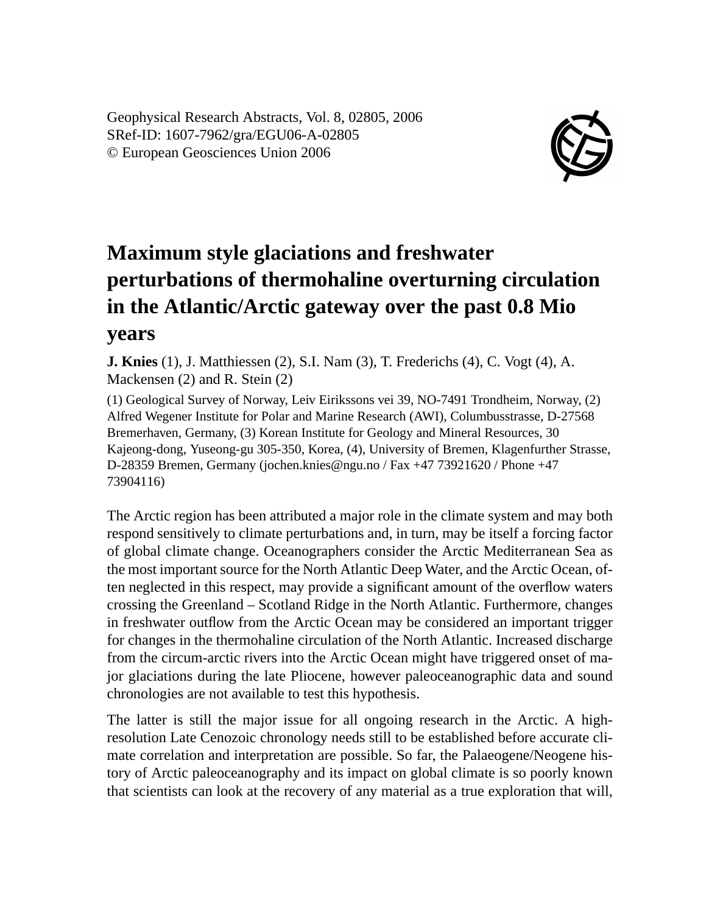Geophysical Research Abstracts, Vol. 8, 02805, 2006
SRef-ID: 1607-7962/gra/EGU06-A-02805
© European Geosciences Union 2006

# Maximum style glaciations and freshwater perturbations of thermohaline overturning circulation in the Atlantic/Arctic gateway over the past 0.8 Mio years

**J. Knies** (1), J. Matthiessen (2), S.I. Nam (3), T. Frederichs (4), C. Vogt (4), A. Mackensen (2) and R. Stein (2)

(1) Geological Survey of Norway, Leiv Eirikssons vei 39, NO-7491 Trondheim, Norway, (2) Alfred Wegener Institute for Polar and Marine Research (AWI), Columbusstrasse, D-27568 Bremerhaven, Germany, (3) Korean Institute for Geology and Mineral Resources, 30 Kajeong-dong, Yuseong-gu 305-350, Korea, (4), University of Bremen, Klagenfurther Strasse, D-28359 Bremen, Germany (jochen.knies@ngu.no / Fax +47 73921620 / Phone +47 73904116)

The Arctic region has been attributed a major role in the climate system and may both respond sensitively to climate perturbations and, in turn, may be itself a forcing factor of global climate change. Oceanographers consider the Arctic Mediterranean Sea as the most important source for the North Atlantic Deep Water, and the Arctic Ocean, often neglected in this respect, may provide a significant amount of the overflow waters crossing the Greenland – Scotland Ridge in the North Atlantic. Furthermore, changes in freshwater outflow from the Arctic Ocean may be considered an important trigger for changes in the thermohaline circulation of the North Atlantic. Increased discharge from the circum-arctic rivers into the Arctic Ocean might have triggered onset of major glaciations during the late Pliocene, however paleoceanographic data and sound chronologies are not available to test this hypothesis.

The latter is still the major issue for all ongoing research in the Arctic. A high-resolution Late Cenozoic chronology needs still to be established before accurate climate correlation and interpretation are possible. So far, the Palaeogene/Neogene history of Arctic paleoceanography and its impact on global climate is so poorly known that scientists can look at the recovery of any material as a true exploration that will,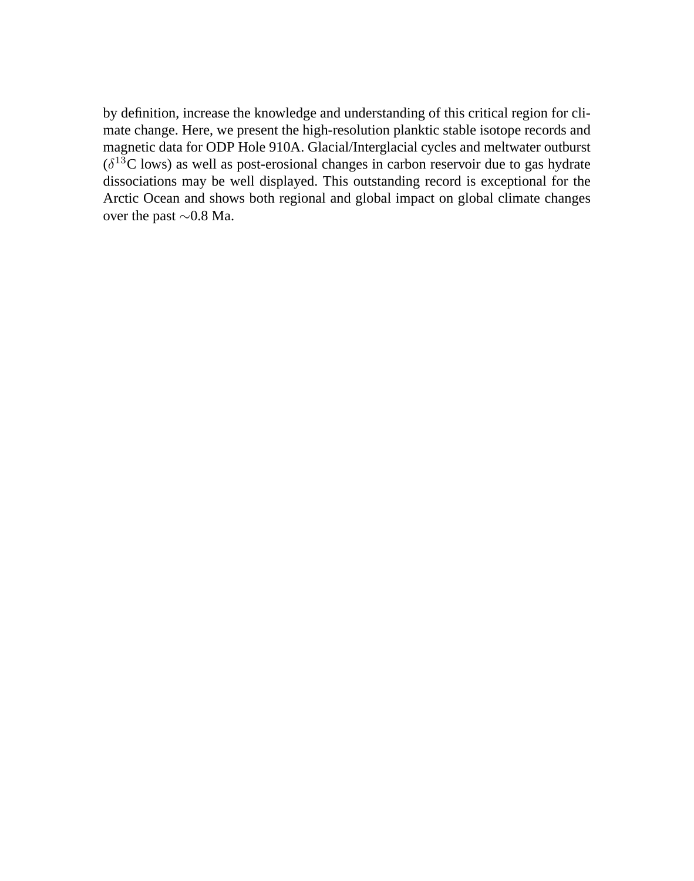by definition, increase the knowledge and understanding of this critical region for climate change. Here, we present the high-resolution planktic stable isotope records and magnetic data for ODP Hole 910A. Glacial/Interglacial cycles and meltwater outburst ($\delta^{13}$C lows) as well as post-erosional changes in carbon reservoir due to gas hydrate dissociations may be well displayed. This outstanding record is exceptional for the Arctic Ocean and shows both regional and global impact on global climate changes over the past $\sim$0.8 Ma.